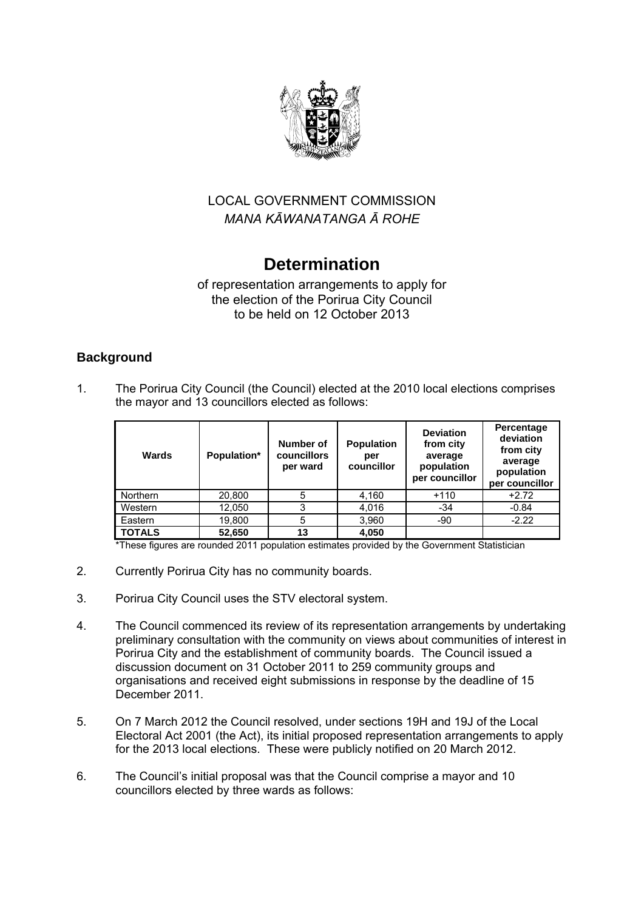LOCAL GOVERNMENT COMMISSION

*MANA KĀWANATANGA Ā ROHE*

# Determination

of representation arrangements to apply for the election of the Porirua City Council to be held on 12 October 2013

## Background

1. The Porirua City Council (the Council) elected at the 2010 local elections comprises the mayor and 13 councillors elected as follows:

| Wards | Population* | Number of councillors per ward | Population per councillor | Deviation from city average population per councillor | Percentage deviation from city average population per councillor |
|---|---|---|---|---|---|
| Northern | 20,800 | 5 | 4,160 | +110 | +2.72 |
| Western | 12,050 | 3 | 4,016 | -34 | -0.84 |
| Eastern | 19,800 | 5 | 3,960 | -90 | -2.22 |
| **TOTALS** | **52,650** | **13** | **4,050** | | |

*These figures are rounded 2011 population estimates provided by the Government Statistician

2. Currently Porirua City has no community boards.

3. Porirua City Council uses the STV electoral system.

4. The Council commenced its review of its representation arrangements by undertaking preliminary consultation with the community on views about communities of interest in Porirua City and the establishment of community boards. The Council issued a discussion document on 31 October 2011 to 259 community groups and organisations and received eight submissions in response by the deadline of 15 December 2011.

5. On 7 March 2012 the Council resolved, under sections 19H and 19J of the Local Electoral Act 2001 (the Act), its initial proposed representation arrangements to apply for the 2013 local elections. These were publicly notified on 20 March 2012.

6. The Council's initial proposal was that the Council comprise a mayor and 10 councillors elected by three wards as follows: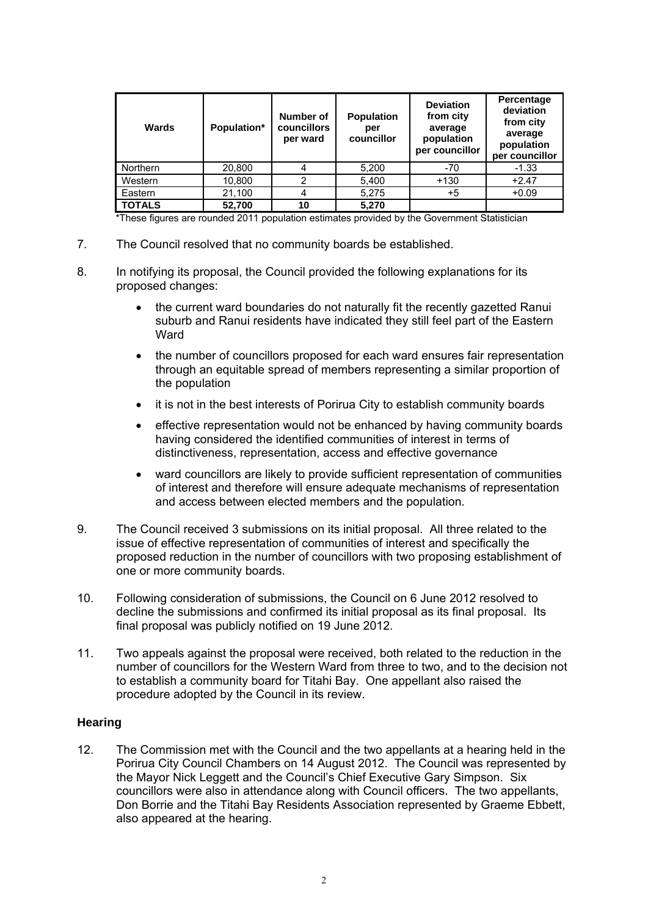| Wards | Population* | Number of councillors per ward | Population per councillor | Deviation from city average population per councillor | Percentage deviation from city average population per councillor |
|---|---|---|---|---|---|
| Northern | 20,800 | 4 | 5,200 | -70 | -1.33 |
| Western | 10,800 | 2 | 5,400 | +130 | +2.47 |
| Eastern | 21,100 | 4 | 5,275 | +5 | +0.09 |
| **TOTALS** | **52,700** | **10** | **5,270** | | |

*These figures are rounded 2011 population estimates provided by the Government Statistician

7. The Council resolved that no community boards be established.

8. In notifying its proposal, the Council provided the following explanations for its proposed changes:

   - the current ward boundaries do not naturally fit the recently gazetted Ranui suburb and Ranui residents have indicated they still feel part of the Eastern Ward
   - the number of councillors proposed for each ward ensures fair representation through an equitable spread of members representing a similar proportion of the population
   - it is not in the best interests of Porirua City to establish community boards
   - effective representation would not be enhanced by having community boards having considered the identified communities of interest in terms of distinctiveness, representation, access and effective governance
   - ward councillors are likely to provide sufficient representation of communities of interest and therefore will ensure adequate mechanisms of representation and access between elected members and the population.

9. The Council received 3 submissions on its initial proposal. All three related to the issue of effective representation of communities of interest and specifically the proposed reduction in the number of councillors with two proposing establishment of one or more community boards.

10. Following consideration of submissions, the Council on 6 June 2012 resolved to decline the submissions and confirmed its initial proposal as its final proposal. Its final proposal was publicly notified on 19 June 2012.

11. Two appeals against the proposal were received, both related to the reduction in the number of councillors for the Western Ward from three to two, and to the decision not to establish a community board for Titahi Bay. One appellant also raised the procedure adopted by the Council in its review.

## Hearing

12. The Commission met with the Council and the two appellants at a hearing held in the Porirua City Council Chambers on 14 August 2012. The Council was represented by the Mayor Nick Leggett and the Council's Chief Executive Gary Simpson. Six councillors were also in attendance along with Council officers. The two appellants, Don Borrie and the Titahi Bay Residents Association represented by Graeme Ebbett, also appeared at the hearing.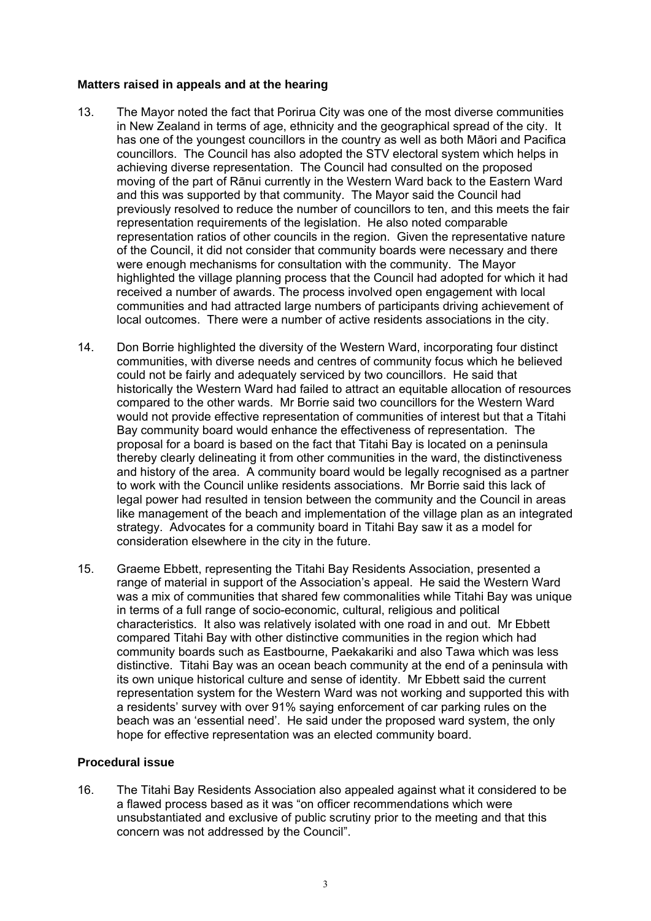### Matters raised in appeals and at the hearing

13. The Mayor noted the fact that Porirua City was one of the most diverse communities in New Zealand in terms of age, ethnicity and the geographical spread of the city. It has one of the youngest councillors in the country as well as both Māori and Pacifica councillors. The Council has also adopted the STV electoral system which helps in achieving diverse representation. The Council had consulted on the proposed moving of the part of Rānui currently in the Western Ward back to the Eastern Ward and this was supported by that community. The Mayor said the Council had previously resolved to reduce the number of councillors to ten, and this meets the fair representation requirements of the legislation. He also noted comparable representation ratios of other councils in the region. Given the representative nature of the Council, it did not consider that community boards were necessary and there were enough mechanisms for consultation with the community. The Mayor highlighted the village planning process that the Council had adopted for which it had received a number of awards. The process involved open engagement with local communities and had attracted large numbers of participants driving achievement of local outcomes. There were a number of active residents associations in the city.

14. Don Borrie highlighted the diversity of the Western Ward, incorporating four distinct communities, with diverse needs and centres of community focus which he believed could not be fairly and adequately serviced by two councillors. He said that historically the Western Ward had failed to attract an equitable allocation of resources compared to the other wards. Mr Borrie said two councillors for the Western Ward would not provide effective representation of communities of interest but that a Titahi Bay community board would enhance the effectiveness of representation. The proposal for a board is based on the fact that Titahi Bay is located on a peninsula thereby clearly delineating it from other communities in the ward, the distinctiveness and history of the area. A community board would be legally recognised as a partner to work with the Council unlike residents associations. Mr Borrie said this lack of legal power had resulted in tension between the community and the Council in areas like management of the beach and implementation of the village plan as an integrated strategy. Advocates for a community board in Titahi Bay saw it as a model for consideration elsewhere in the city in the future.

15. Graeme Ebbett, representing the Titahi Bay Residents Association, presented a range of material in support of the Association's appeal. He said the Western Ward was a mix of communities that shared few commonalities while Titahi Bay was unique in terms of a full range of socio-economic, cultural, religious and political characteristics. It also was relatively isolated with one road in and out. Mr Ebbett compared Titahi Bay with other distinctive communities in the region which had community boards such as Eastbourne, Paekakariki and also Tawa which was less distinctive. Titahi Bay was an ocean beach community at the end of a peninsula with its own unique historical culture and sense of identity. Mr Ebbett said the current representation system for the Western Ward was not working and supported this with a residents' survey with over 91% saying enforcement of car parking rules on the beach was an 'essential need'. He said under the proposed ward system, the only hope for effective representation was an elected community board.

### Procedural issue

16. The Titahi Bay Residents Association also appealed against what it considered to be a flawed process based as it was "on officer recommendations which were unsubstantiated and exclusive of public scrutiny prior to the meeting and that this concern was not addressed by the Council".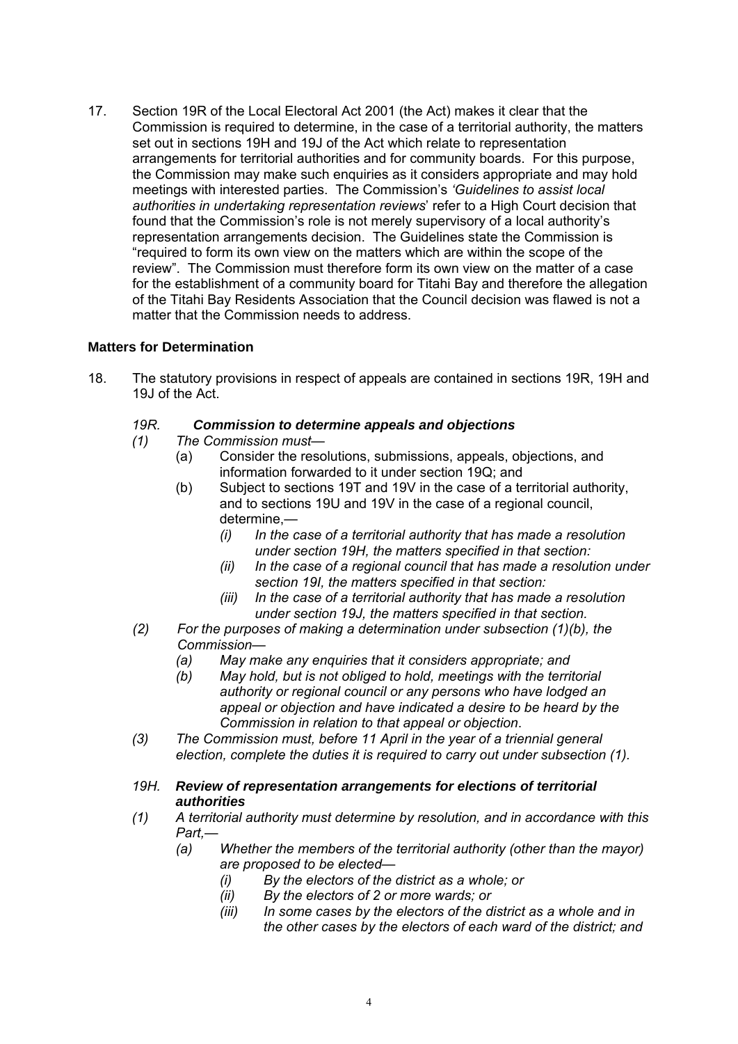17. Section 19R of the Local Electoral Act 2001 (the Act) makes it clear that the Commission is required to determine, in the case of a territorial authority, the matters set out in sections 19H and 19J of the Act which relate to representation arrangements for territorial authorities and for community boards. For this purpose, the Commission may make such enquiries as it considers appropriate and may hold meetings with interested parties. The Commission's *'Guidelines to assist local authorities in undertaking representation reviews*' refer to a High Court decision that found that the Commission's role is not merely supervisory of a local authority's representation arrangements decision. The Guidelines state the Commission is "required to form its own view on the matters which are within the scope of the review". The Commission must therefore form its own view on the matter of a case for the establishment of a community board for Titahi Bay and therefore the allegation of the Titahi Bay Residents Association that the Council decision was flawed is not a matter that the Commission needs to address.

### Matters for Determination

18. The statutory provisions in respect of appeals are contained in sections 19R, 19H and 19J of the Act.

*19R.* ***Commission to determine appeals and objections***

*(1) The Commission must—*

- (a) Consider the resolutions, submissions, appeals, objections, and information forwarded to it under section 19Q; and
- (b) Subject to sections 19T and 19V in the case of a territorial authority, and to sections 19U and 19V in the case of a regional council, determine,—
  - *(i) In the case of a territorial authority that has made a resolution under section 19H, the matters specified in that section:*
  - *(ii) In the case of a regional council that has made a resolution under section 19I, the matters specified in that section:*
  - *(iii) In the case of a territorial authority that has made a resolution under section 19J, the matters specified in that section.*

*(2) For the purposes of making a determination under subsection (1)(b), the Commission—*

- *(a) May make any enquiries that it considers appropriate; and*
- *(b) May hold, but is not obliged to hold, meetings with the territorial authority or regional council or any persons who have lodged an appeal or objection and have indicated a desire to be heard by the Commission in relation to that appeal or objection*.

*(3) The Commission must, before 11 April in the year of a triennial general election, complete the duties it is required to carry out under subsection (1).*

*19H.* ***Review of representation arrangements for elections of territorial authorities***

*(1) A territorial authority must determine by resolution, and in accordance with this Part,—*

- *(a) Whether the members of the territorial authority (other than the mayor) are proposed to be elected—*
  - *(i) By the electors of the district as a whole; or*
  - *(ii) By the electors of 2 or more wards; or*
  - *(iii) In some cases by the electors of the district as a whole and in the other cases by the electors of each ward of the district; and*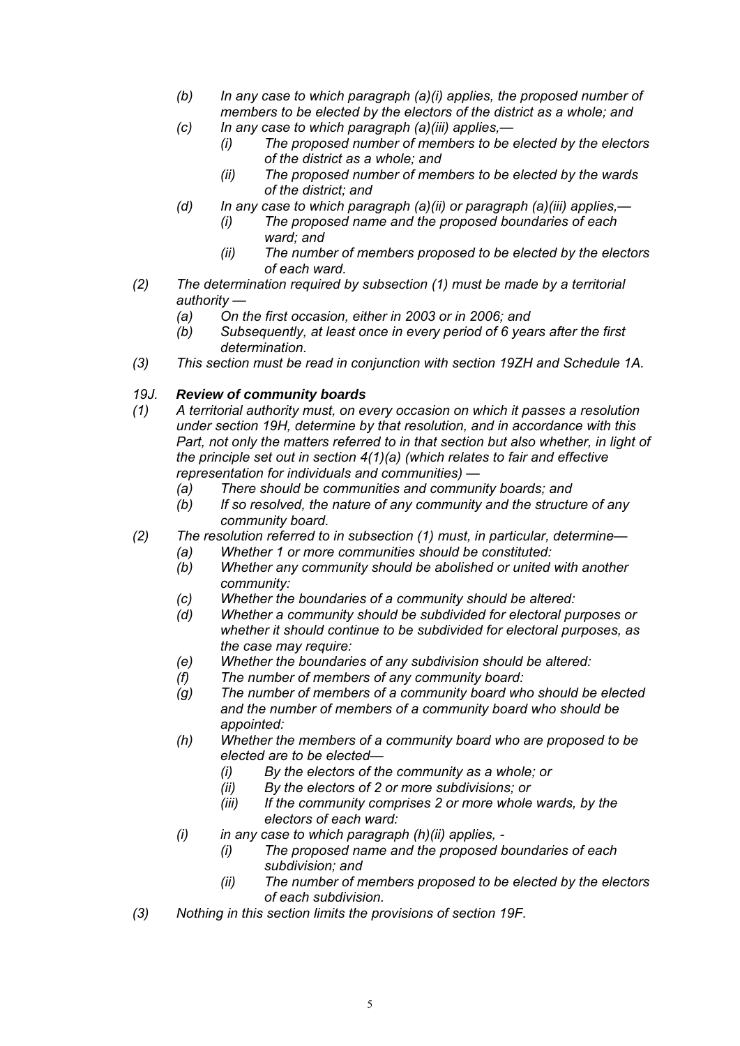- *(b) In any case to which paragraph (a)(i) applies, the proposed number of members to be elected by the electors of the district as a whole; and*
- *(c) In any case to which paragraph (a)(iii) applies,—*
  - *(i) The proposed number of members to be elected by the electors of the district as a whole; and*
  - *(ii) The proposed number of members to be elected by the wards of the district; and*
- *(d) In any case to which paragraph (a)(ii) or paragraph (a)(iii) applies,—*
  - *(i) The proposed name and the proposed boundaries of each ward; and*
  - *(ii) The number of members proposed to be elected by the electors of each ward.*

*(2) The determination required by subsection (1) must be made by a territorial authority —*

- *(a) On the first occasion, either in 2003 or in 2006; and*
- *(b) Subsequently, at least once in every period of 6 years after the first determination.*

*(3) This section must be read in conjunction with section 19ZH and Schedule 1A.*

### *19J. **Review of community boards***

*(1) A territorial authority must, on every occasion on which it passes a resolution under section 19H, determine by that resolution, and in accordance with this Part, not only the matters referred to in that section but also whether, in light of the principle set out in section 4(1)(a) (which relates to fair and effective representation for individuals and communities) —*

- *(a) There should be communities and community boards; and*
- *(b) If so resolved, the nature of any community and the structure of any community board.*

*(2) The resolution referred to in subsection (1) must, in particular, determine—*

- *(a) Whether 1 or more communities should be constituted:*
- *(b) Whether any community should be abolished or united with another community:*
- *(c) Whether the boundaries of a community should be altered:*
- *(d) Whether a community should be subdivided for electoral purposes or whether it should continue to be subdivided for electoral purposes, as the case may require:*
- *(e) Whether the boundaries of any subdivision should be altered:*
- *(f) The number of members of any community board:*
- *(g) The number of members of a community board who should be elected and the number of members of a community board who should be appointed:*
- *(h) Whether the members of a community board who are proposed to be elected are to be elected—*
  - *(i) By the electors of the community as a whole; or*
  - *(ii) By the electors of 2 or more subdivisions; or*
  - *(iii) If the community comprises 2 or more whole wards, by the electors of each ward:*
- *(i) in any case to which paragraph (h)(ii) applies, -*
  - *(i) The proposed name and the proposed boundaries of each subdivision; and*
  - *(ii) The number of members proposed to be elected by the electors of each subdivision.*

*(3) Nothing in this section limits the provisions of section 19F.*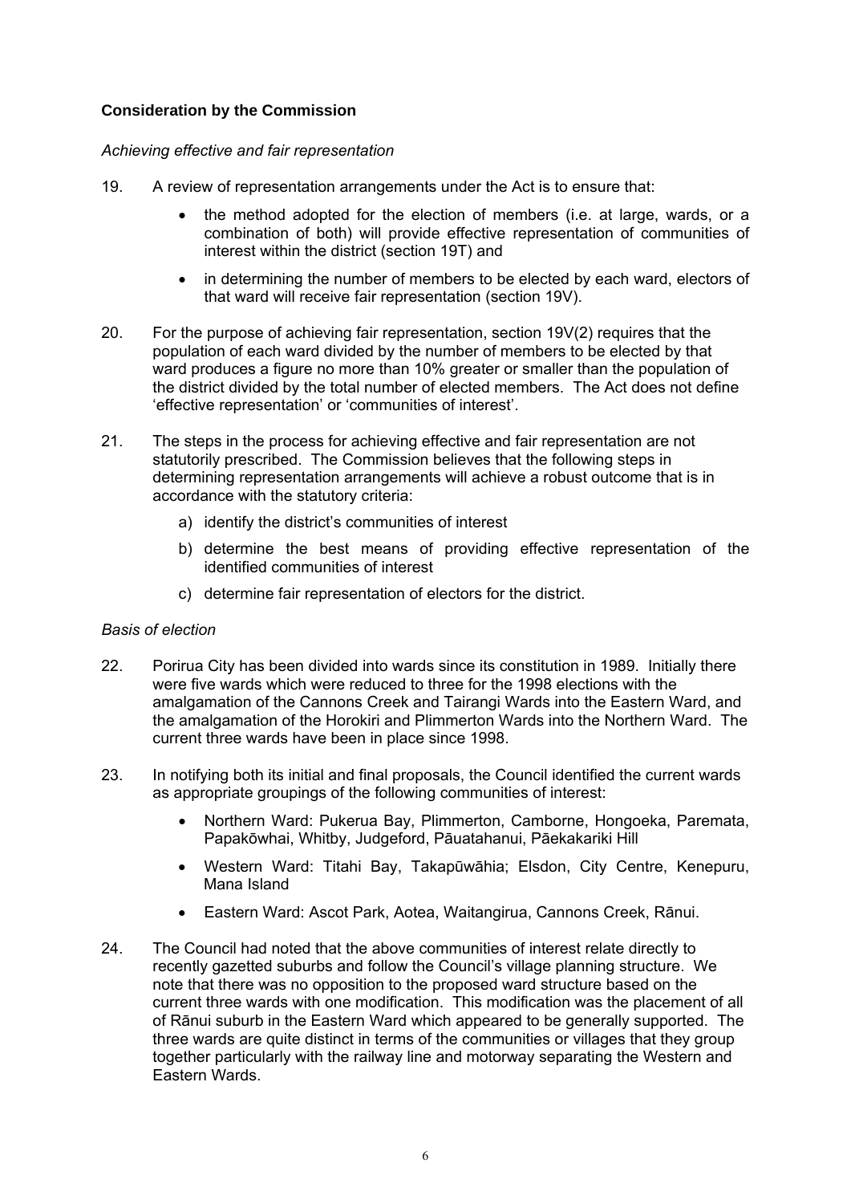**Consideration by the Commission**

*Achieving effective and fair representation*

19. A review of representation arrangements under the Act is to ensure that:

    - the method adopted for the election of members (i.e. at large, wards, or a combination of both) will provide effective representation of communities of interest within the district (section 19T) and
    - in determining the number of members to be elected by each ward, electors of that ward will receive fair representation (section 19V).

20. For the purpose of achieving fair representation, section 19V(2) requires that the population of each ward divided by the number of members to be elected by that ward produces a figure no more than 10% greater or smaller than the population of the district divided by the total number of elected members. The Act does not define 'effective representation' or 'communities of interest'.

21. The steps in the process for achieving effective and fair representation are not statutorily prescribed. The Commission believes that the following steps in determining representation arrangements will achieve a robust outcome that is in accordance with the statutory criteria:

    a) identify the district's communities of interest
    b) determine the best means of providing effective representation of the identified communities of interest
    c) determine fair representation of electors for the district.

*Basis of election*

22. Porirua City has been divided into wards since its constitution in 1989. Initially there were five wards which were reduced to three for the 1998 elections with the amalgamation of the Cannons Creek and Tairangi Wards into the Eastern Ward, and the amalgamation of the Horokiri and Plimmerton Wards into the Northern Ward. The current three wards have been in place since 1998.

23. In notifying both its initial and final proposals, the Council identified the current wards as appropriate groupings of the following communities of interest:

    - Northern Ward: Pukerua Bay, Plimmerton, Camborne, Hongoeka, Paremata, Papakōwhai, Whitby, Judgeford, Pāuatahanui, Pāekakariki Hill
    - Western Ward: Titahi Bay, Takapūwāhia; Elsdon, City Centre, Kenepuru, Mana Island
    - Eastern Ward: Ascot Park, Aotea, Waitangirua, Cannons Creek, Rānui.

24. The Council had noted that the above communities of interest relate directly to recently gazetted suburbs and follow the Council's village planning structure. We note that there was no opposition to the proposed ward structure based on the current three wards with one modification. This modification was the placement of all of Rānui suburb in the Eastern Ward which appeared to be generally supported. The three wards are quite distinct in terms of the communities or villages that they group together particularly with the railway line and motorway separating the Western and Eastern Wards.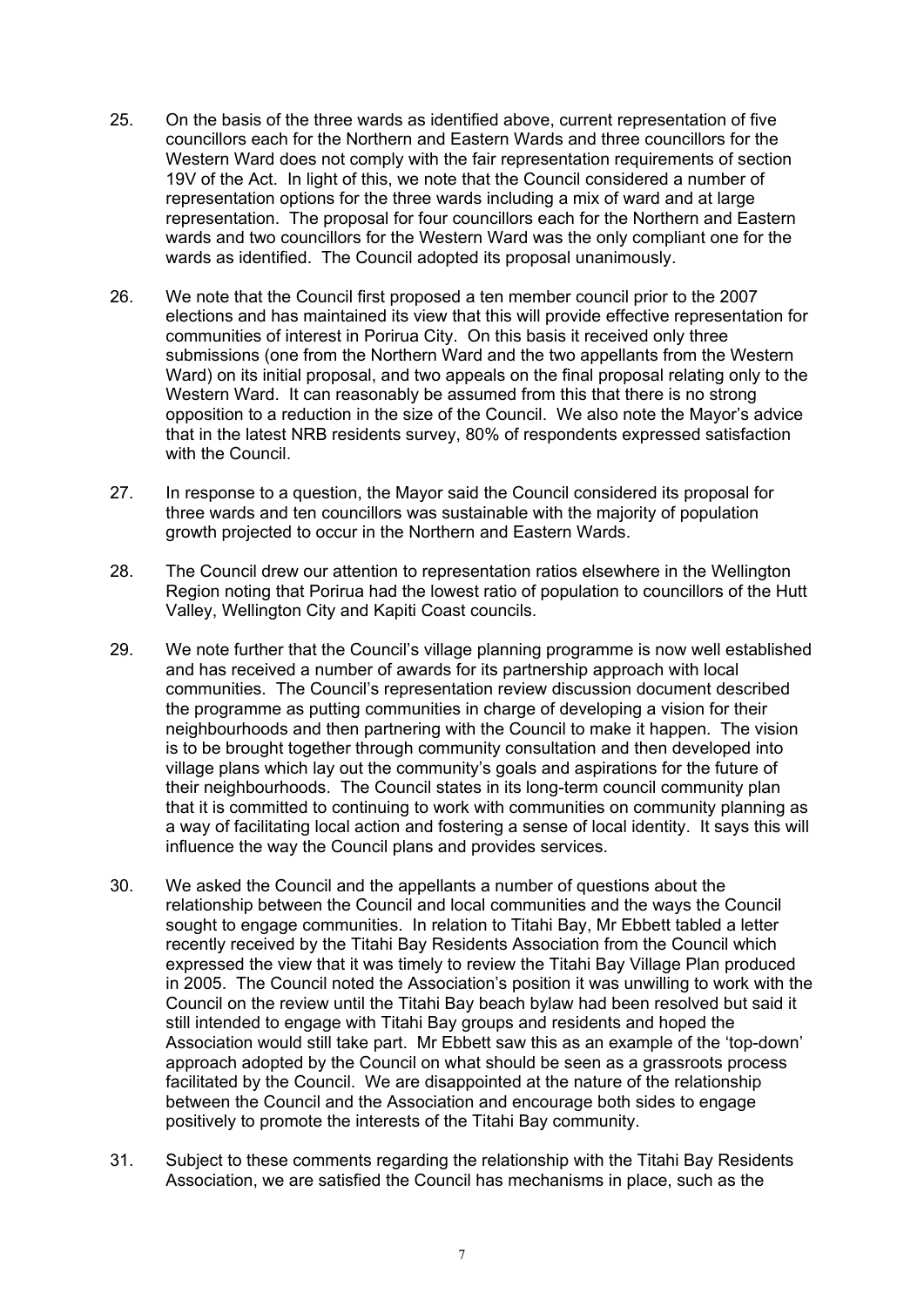25. On the basis of the three wards as identified above, current representation of five councillors each for the Northern and Eastern Wards and three councillors for the Western Ward does not comply with the fair representation requirements of section 19V of the Act. In light of this, we note that the Council considered a number of representation options for the three wards including a mix of ward and at large representation. The proposal for four councillors each for the Northern and Eastern wards and two councillors for the Western Ward was the only compliant one for the wards as identified. The Council adopted its proposal unanimously.

26. We note that the Council first proposed a ten member council prior to the 2007 elections and has maintained its view that this will provide effective representation for communities of interest in Porirua City. On this basis it received only three submissions (one from the Northern Ward and the two appellants from the Western Ward) on its initial proposal, and two appeals on the final proposal relating only to the Western Ward. It can reasonably be assumed from this that there is no strong opposition to a reduction in the size of the Council. We also note the Mayor's advice that in the latest NRB residents survey, 80% of respondents expressed satisfaction with the Council.

27. In response to a question, the Mayor said the Council considered its proposal for three wards and ten councillors was sustainable with the majority of population growth projected to occur in the Northern and Eastern Wards.

28. The Council drew our attention to representation ratios elsewhere in the Wellington Region noting that Porirua had the lowest ratio of population to councillors of the Hutt Valley, Wellington City and Kapiti Coast councils.

29. We note further that the Council's village planning programme is now well established and has received a number of awards for its partnership approach with local communities. The Council's representation review discussion document described the programme as putting communities in charge of developing a vision for their neighbourhoods and then partnering with the Council to make it happen. The vision is to be brought together through community consultation and then developed into village plans which lay out the community's goals and aspirations for the future of their neighbourhoods. The Council states in its long-term council community plan that it is committed to continuing to work with communities on community planning as a way of facilitating local action and fostering a sense of local identity. It says this will influence the way the Council plans and provides services.

30. We asked the Council and the appellants a number of questions about the relationship between the Council and local communities and the ways the Council sought to engage communities. In relation to Titahi Bay, Mr Ebbett tabled a letter recently received by the Titahi Bay Residents Association from the Council which expressed the view that it was timely to review the Titahi Bay Village Plan produced in 2005. The Council noted the Association's position it was unwilling to work with the Council on the review until the Titahi Bay beach bylaw had been resolved but said it still intended to engage with Titahi Bay groups and residents and hoped the Association would still take part. Mr Ebbett saw this as an example of the 'top-down' approach adopted by the Council on what should be seen as a grassroots process facilitated by the Council. We are disappointed at the nature of the relationship between the Council and the Association and encourage both sides to engage positively to promote the interests of the Titahi Bay community.

31. Subject to these comments regarding the relationship with the Titahi Bay Residents Association, we are satisfied the Council has mechanisms in place, such as the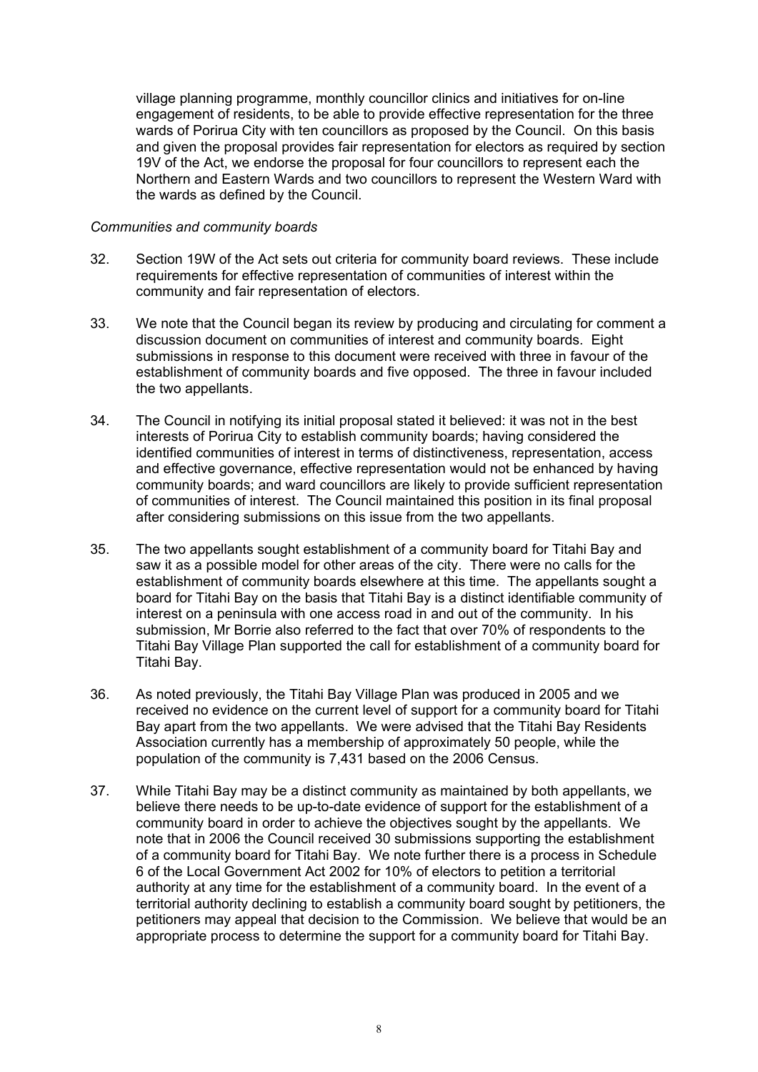village planning programme, monthly councillor clinics and initiatives for on-line engagement of residents, to be able to provide effective representation for the three wards of Porirua City with ten councillors as proposed by the Council. On this basis and given the proposal provides fair representation for electors as required by section 19V of the Act, we endorse the proposal for four councillors to represent each the Northern and Eastern Wards and two councillors to represent the Western Ward with the wards as defined by the Council.

*Communities and community boards*

32. Section 19W of the Act sets out criteria for community board reviews. These include requirements for effective representation of communities of interest within the community and fair representation of electors.

33. We note that the Council began its review by producing and circulating for comment a discussion document on communities of interest and community boards. Eight submissions in response to this document were received with three in favour of the establishment of community boards and five opposed. The three in favour included the two appellants.

34. The Council in notifying its initial proposal stated it believed: it was not in the best interests of Porirua City to establish community boards; having considered the identified communities of interest in terms of distinctiveness, representation, access and effective governance, effective representation would not be enhanced by having community boards; and ward councillors are likely to provide sufficient representation of communities of interest. The Council maintained this position in its final proposal after considering submissions on this issue from the two appellants.

35. The two appellants sought establishment of a community board for Titahi Bay and saw it as a possible model for other areas of the city. There were no calls for the establishment of community boards elsewhere at this time. The appellants sought a board for Titahi Bay on the basis that Titahi Bay is a distinct identifiable community of interest on a peninsula with one access road in and out of the community. In his submission, Mr Borrie also referred to the fact that over 70% of respondents to the Titahi Bay Village Plan supported the call for establishment of a community board for Titahi Bay.

36. As noted previously, the Titahi Bay Village Plan was produced in 2005 and we received no evidence on the current level of support for a community board for Titahi Bay apart from the two appellants. We were advised that the Titahi Bay Residents Association currently has a membership of approximately 50 people, while the population of the community is 7,431 based on the 2006 Census.

37. While Titahi Bay may be a distinct community as maintained by both appellants, we believe there needs to be up-to-date evidence of support for the establishment of a community board in order to achieve the objectives sought by the appellants. We note that in 2006 the Council received 30 submissions supporting the establishment of a community board for Titahi Bay. We note further there is a process in Schedule 6 of the Local Government Act 2002 for 10% of electors to petition a territorial authority at any time for the establishment of a community board. In the event of a territorial authority declining to establish a community board sought by petitioners, the petitioners may appeal that decision to the Commission. We believe that would be an appropriate process to determine the support for a community board for Titahi Bay.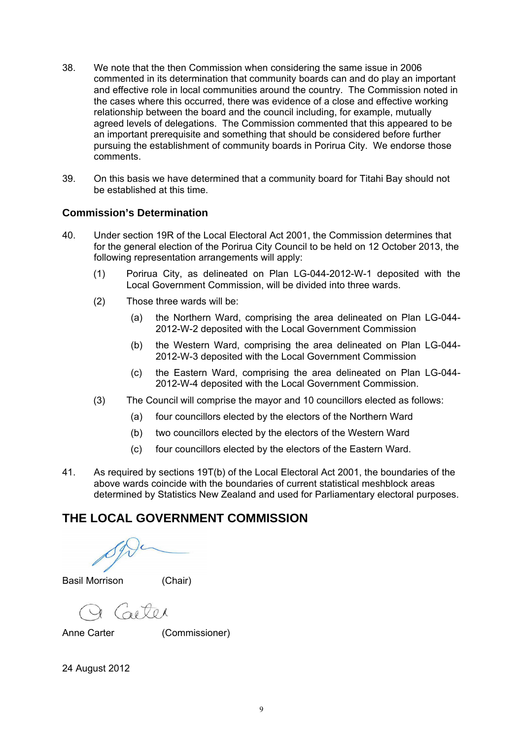38. We note that the then Commission when considering the same issue in 2006 commented in its determination that community boards can and do play an important and effective role in local communities around the country. The Commission noted in the cases where this occurred, there was evidence of a close and effective working relationship between the board and the council including, for example, mutually agreed levels of delegations. The Commission commented that this appeared to be an important prerequisite and something that should be considered before further pursuing the establishment of community boards in Porirua City. We endorse those comments.

39. On this basis we have determined that a community board for Titahi Bay should not be established at this time.

### Commission's Determination

40. Under section 19R of the Local Electoral Act 2001, the Commission determines that for the general election of the Porirua City Council to be held on 12 October 2013, the following representation arrangements will apply:

    (1) Porirua City, as delineated on Plan LG-044-2012-W-1 deposited with the Local Government Commission, will be divided into three wards.

    (2) Those three wards will be:

        (a) the Northern Ward, comprising the area delineated on Plan LG-044-2012-W-2 deposited with the Local Government Commission

        (b) the Western Ward, comprising the area delineated on Plan LG-044-2012-W-3 deposited with the Local Government Commission

        (c) the Eastern Ward, comprising the area delineated on Plan LG-044-2012-W-4 deposited with the Local Government Commission.

    (3) The Council will comprise the mayor and 10 councillors elected as follows:

        (a) four councillors elected by the electors of the Northern Ward

        (b) two councillors elected by the electors of the Western Ward

        (c) four councillors elected by the electors of the Eastern Ward.

41. As required by sections 19T(b) of the Local Electoral Act 2001, the boundaries of the above wards coincide with the boundaries of current statistical meshblock areas determined by Statistics New Zealand and used for Parliamentary electoral purposes.

## THE LOCAL GOVERNMENT COMMISSION

Basil Morrison (Chair)

Anne Carter (Commissioner)

24 August 2012